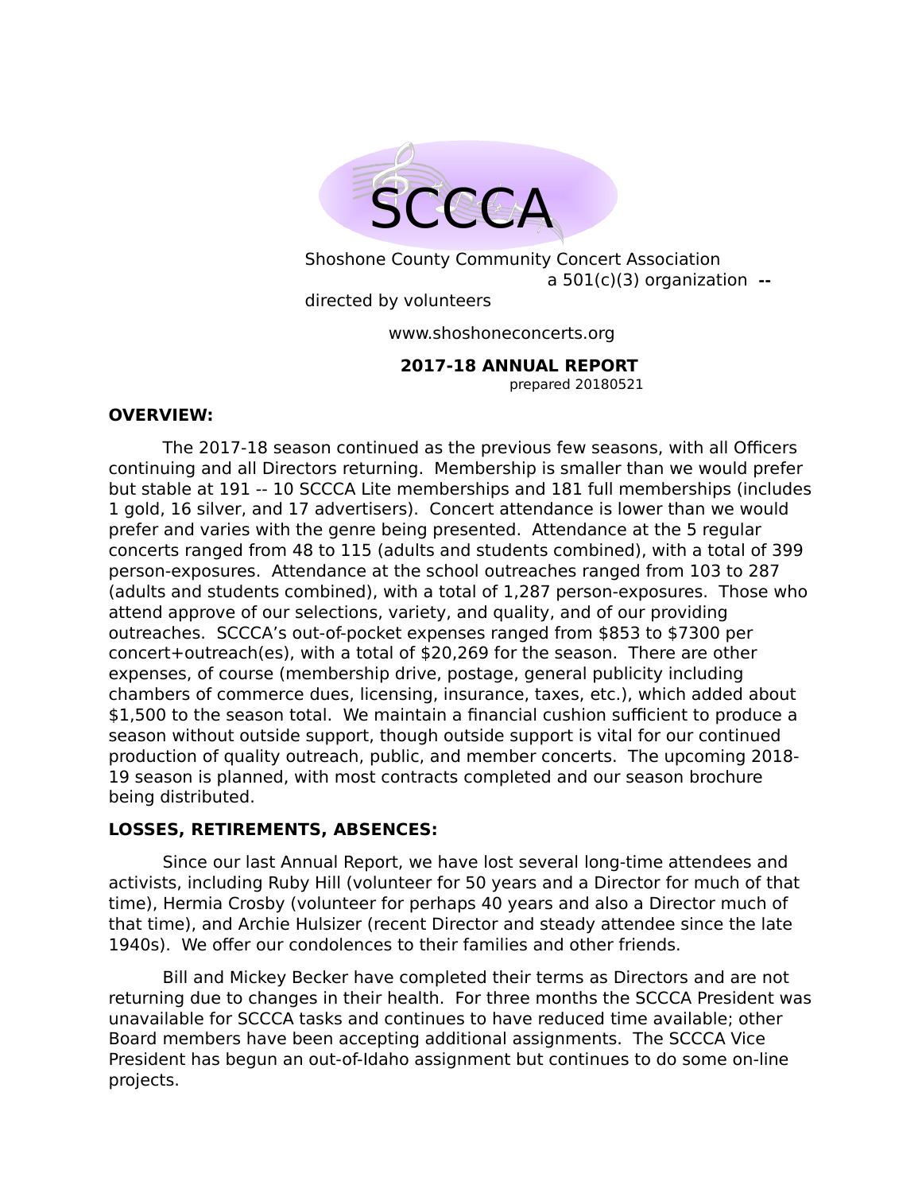# SCCCA

Shoshone County Community Concert Association
a 501(c)(3) organization --
directed by volunteers

www.shoshoneconcerts.org

## 2017-18 ANNUAL REPORT

prepared 20180521

### OVERVIEW:

The 2017-18 season continued as the previous few seasons, with all Officers continuing and all Directors returning. Membership is smaller than we would prefer but stable at 191 -- 10 SCCCA Lite memberships and 181 full memberships (includes 1 gold, 16 silver, and 17 advertisers). Concert attendance is lower than we would prefer and varies with the genre being presented. Attendance at the 5 regular concerts ranged from 48 to 115 (adults and students combined), with a total of 399 person-exposures. Attendance at the school outreaches ranged from 103 to 287 (adults and students combined), with a total of 1,287 person-exposures. Those who attend approve of our selections, variety, and quality, and of our providing outreaches. SCCCA's out-of-pocket expenses ranged from $853 to $7300 per concert+outreach(es), with a total of $20,269 for the season. There are other expenses, of course (membership drive, postage, general publicity including chambers of commerce dues, licensing, insurance, taxes, etc.), which added about $1,500 to the season total. We maintain a financial cushion sufficient to produce a season without outside support, though outside support is vital for our continued production of quality outreach, public, and member concerts. The upcoming 2018-19 season is planned, with most contracts completed and our season brochure being distributed.

### LOSSES, RETIREMENTS, ABSENCES:

Since our last Annual Report, we have lost several long-time attendees and activists, including Ruby Hill (volunteer for 50 years and a Director for much of that time), Hermia Crosby (volunteer for perhaps 40 years and also a Director much of that time), and Archie Hulsizer (recent Director and steady attendee since the late 1940s). We offer our condolences to their families and other friends.

Bill and Mickey Becker have completed their terms as Directors and are not returning due to changes in their health. For three months the SCCCA President was unavailable for SCCCA tasks and continues to have reduced time available; other Board members have been accepting additional assignments. The SCCCA Vice President has begun an out-of-Idaho assignment but continues to do some on-line projects.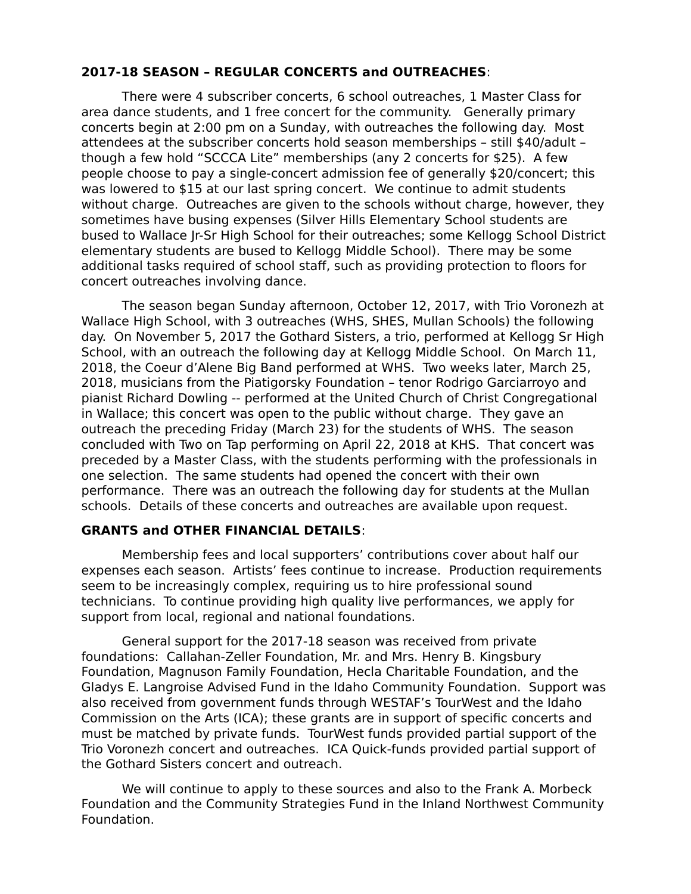**2017-18 SEASON – REGULAR CONCERTS and OUTREACHES**:

There were 4 subscriber concerts, 6 school outreaches, 1 Master Class for area dance students, and 1 free concert for the community. Generally primary concerts begin at 2:00 pm on a Sunday, with outreaches the following day. Most attendees at the subscriber concerts hold season memberships – still $40/adult – though a few hold "SCCCA Lite" memberships (any 2 concerts for $25). A few people choose to pay a single-concert admission fee of generally $20/concert; this was lowered to $15 at our last spring concert. We continue to admit students without charge. Outreaches are given to the schools without charge, however, they sometimes have busing expenses (Silver Hills Elementary School students are bused to Wallace Jr-Sr High School for their outreaches; some Kellogg School District elementary students are bused to Kellogg Middle School). There may be some additional tasks required of school staff, such as providing protection to floors for concert outreaches involving dance.

The season began Sunday afternoon, October 12, 2017, with Trio Voronezh at Wallace High School, with 3 outreaches (WHS, SHES, Mullan Schools) the following day. On November 5, 2017 the Gothard Sisters, a trio, performed at Kellogg Sr High School, with an outreach the following day at Kellogg Middle School. On March 11, 2018, the Coeur d'Alene Big Band performed at WHS. Two weeks later, March 25, 2018, musicians from the Piatigorsky Foundation – tenor Rodrigo Garciarroyo and pianist Richard Dowling -- performed at the United Church of Christ Congregational in Wallace; this concert was open to the public without charge. They gave an outreach the preceding Friday (March 23) for the students of WHS. The season concluded with Two on Tap performing on April 22, 2018 at KHS. That concert was preceded by a Master Class, with the students performing with the professionals in one selection. The same students had opened the concert with their own performance. There was an outreach the following day for students at the Mullan schools. Details of these concerts and outreaches are available upon request.

**GRANTS and OTHER FINANCIAL DETAILS**:

Membership fees and local supporters' contributions cover about half our expenses each season. Artists' fees continue to increase. Production requirements seem to be increasingly complex, requiring us to hire professional sound technicians. To continue providing high quality live performances, we apply for support from local, regional and national foundations.

General support for the 2017-18 season was received from private foundations: Callahan-Zeller Foundation, Mr. and Mrs. Henry B. Kingsbury Foundation, Magnuson Family Foundation, Hecla Charitable Foundation, and the Gladys E. Langroise Advised Fund in the Idaho Community Foundation. Support was also received from government funds through WESTAF's TourWest and the Idaho Commission on the Arts (ICA); these grants are in support of specific concerts and must be matched by private funds. TourWest funds provided partial support of the Trio Voronezh concert and outreaches. ICA Quick-funds provided partial support of the Gothard Sisters concert and outreach.

We will continue to apply to these sources and also to the Frank A. Morbeck Foundation and the Community Strategies Fund in the Inland Northwest Community Foundation.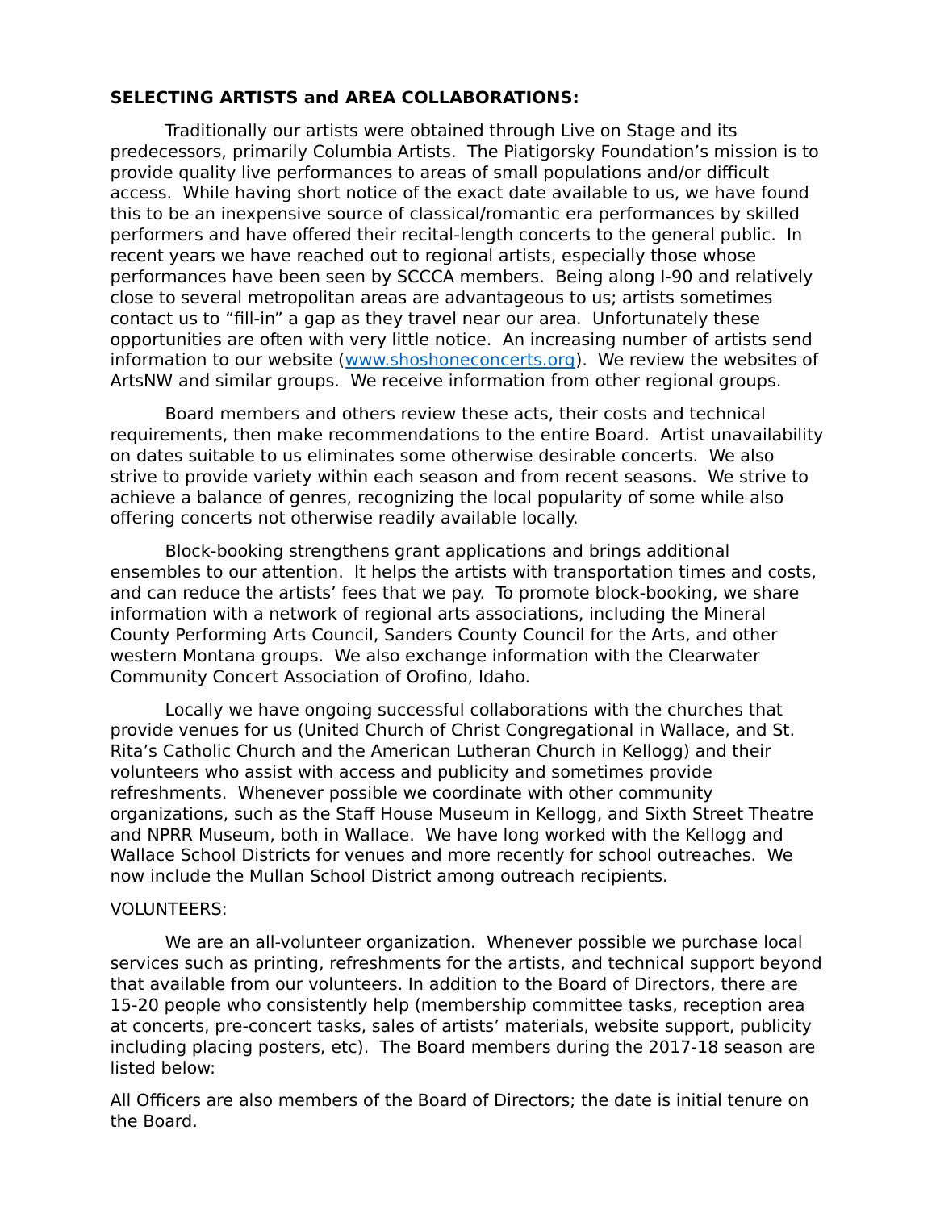**SELECTING ARTISTS and AREA COLLABORATIONS:**

Traditionally our artists were obtained through Live on Stage and its predecessors, primarily Columbia Artists. The Piatigorsky Foundation's mission is to provide quality live performances to areas of small populations and/or difficult access. While having short notice of the exact date available to us, we have found this to be an inexpensive source of classical/romantic era performances by skilled performers and have offered their recital-length concerts to the general public. In recent years we have reached out to regional artists, especially those whose performances have been seen by SCCCA members. Being along I-90 and relatively close to several metropolitan areas are advantageous to us; artists sometimes contact us to "fill-in" a gap as they travel near our area. Unfortunately these opportunities are often with very little notice. An increasing number of artists send information to our website ([www.shoshoneconcerts.org](http://www.shoshoneconcerts.org)). We review the websites of ArtsNW and similar groups. We receive information from other regional groups.

Board members and others review these acts, their costs and technical requirements, then make recommendations to the entire Board. Artist unavailability on dates suitable to us eliminates some otherwise desirable concerts. We also strive to provide variety within each season and from recent seasons. We strive to achieve a balance of genres, recognizing the local popularity of some while also offering concerts not otherwise readily available locally.

Block-booking strengthens grant applications and brings additional ensembles to our attention. It helps the artists with transportation times and costs, and can reduce the artists' fees that we pay. To promote block-booking, we share information with a network of regional arts associations, including the Mineral County Performing Arts Council, Sanders County Council for the Arts, and other western Montana groups. We also exchange information with the Clearwater Community Concert Association of Orofino, Idaho.

Locally we have ongoing successful collaborations with the churches that provide venues for us (United Church of Christ Congregational in Wallace, and St. Rita's Catholic Church and the American Lutheran Church in Kellogg) and their volunteers who assist with access and publicity and sometimes provide refreshments. Whenever possible we coordinate with other community organizations, such as the Staff House Museum in Kellogg, and Sixth Street Theatre and NPRR Museum, both in Wallace. We have long worked with the Kellogg and Wallace School Districts for venues and more recently for school outreaches. We now include the Mullan School District among outreach recipients.

VOLUNTEERS:

We are an all-volunteer organization. Whenever possible we purchase local services such as printing, refreshments for the artists, and technical support beyond that available from our volunteers. In addition to the Board of Directors, there are 15-20 people who consistently help (membership committee tasks, reception area at concerts, pre-concert tasks, sales of artists' materials, website support, publicity including placing posters, etc). The Board members during the 2017-18 season are listed below:

All Officers are also members of the Board of Directors; the date is initial tenure on the Board.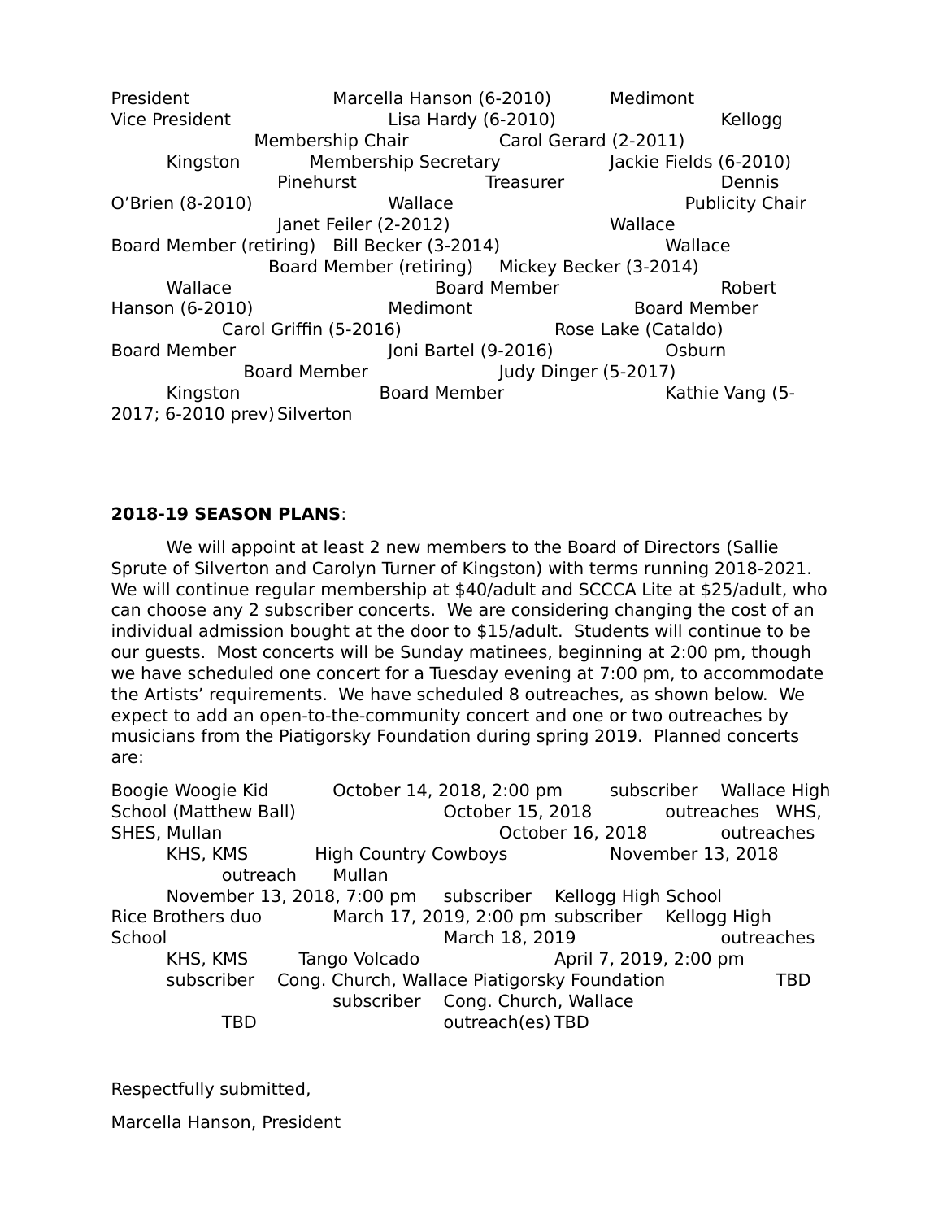| Position | Name | Location |
| --- | --- | --- |
| President | Marcella Hanson (6-2010) | Medimont |
| Vice President | Lisa Hardy (6-2010) | Kellogg |
| Membership Chair | Carol Gerard (2-2011) | Kingston |
| Membership Secretary | Jackie Fields (6-2010) | Pinehurst |
| Treasurer | Dennis O'Brien (8-2010) | Wallace |
| Publicity Chair | Janet Feiler (2-2012) | Wallace |
| Board Member (retiring) | Bill Becker (3-2014) | Wallace |
| Board Member (retiring) | Mickey Becker (3-2014) | Wallace |
| Board Member | Robert Hanson (6-2010) | Medimont |
| Board Member | Carol Griffin (5-2016) | Rose Lake (Cataldo) |
| Board Member | Joni Bartel (9-2016) | Osburn |
| Board Member | Judy Dinger (5-2017) | Kingston |
| Board Member | Kathie Vang (5-2017; 6-2010 prev) | Silverton |

**2018-19 SEASON PLANS**:

We will appoint at least 2 new members to the Board of Directors (Sallie Sprute of Silverton and Carolyn Turner of Kingston) with terms running 2018-2021. We will continue regular membership at $40/adult and SCCCA Lite at $25/adult, who can choose any 2 subscriber concerts. We are considering changing the cost of an individual admission bought at the door to $15/adult. Students will continue to be our guests. Most concerts will be Sunday matinees, beginning at 2:00 pm, though we have scheduled one concert for a Tuesday evening at 7:00 pm, to accommodate the Artists' requirements. We have scheduled 8 outreaches, as shown below. We expect to add an open-to-the-community concert and one or two outreaches by musicians from the Piatigorsky Foundation during spring 2019. Planned concerts are:

| Artist | Date | Type | Location |
| --- | --- | --- | --- |
| Boogie Woogie Kid | October 14, 2018, 2:00 pm | subscriber | Wallace High School |
| (Matthew Ball) | October 15, 2018 | outreaches | WHS, SHES, Mullan |
| | October 16, 2018 | outreaches | KHS, KMS |
| High Country Cowboys | November 13, 2018 | outreach | Mullan |
| | November 13, 2018, 7:00 pm | subscriber | Kellogg High School |
| Rice Brothers duo | March 17, 2019, 2:00 pm | subscriber | Kellogg High School |
| | March 18, 2019 | outreaches | KHS, KMS |
| Tango Volcado | April 7, 2019, 2:00 pm | subscriber | Cong. Church, Wallace |
| Piatigorsky Foundation | TBD | subscriber | Cong. Church, Wallace |
| | TBD | outreach(es) | TBD |

Respectfully submitted,

Marcella Hanson, President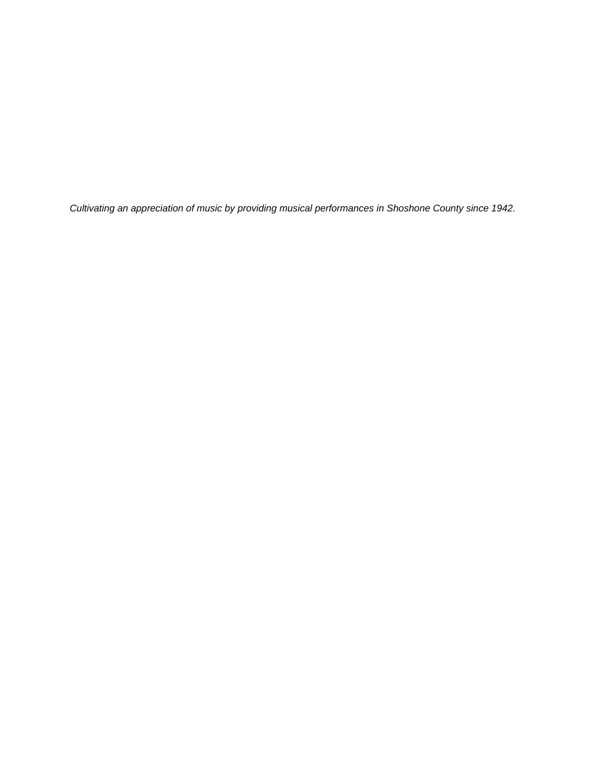*Cultivating an appreciation of music by providing musical performances in Shoshone County since 1942.*